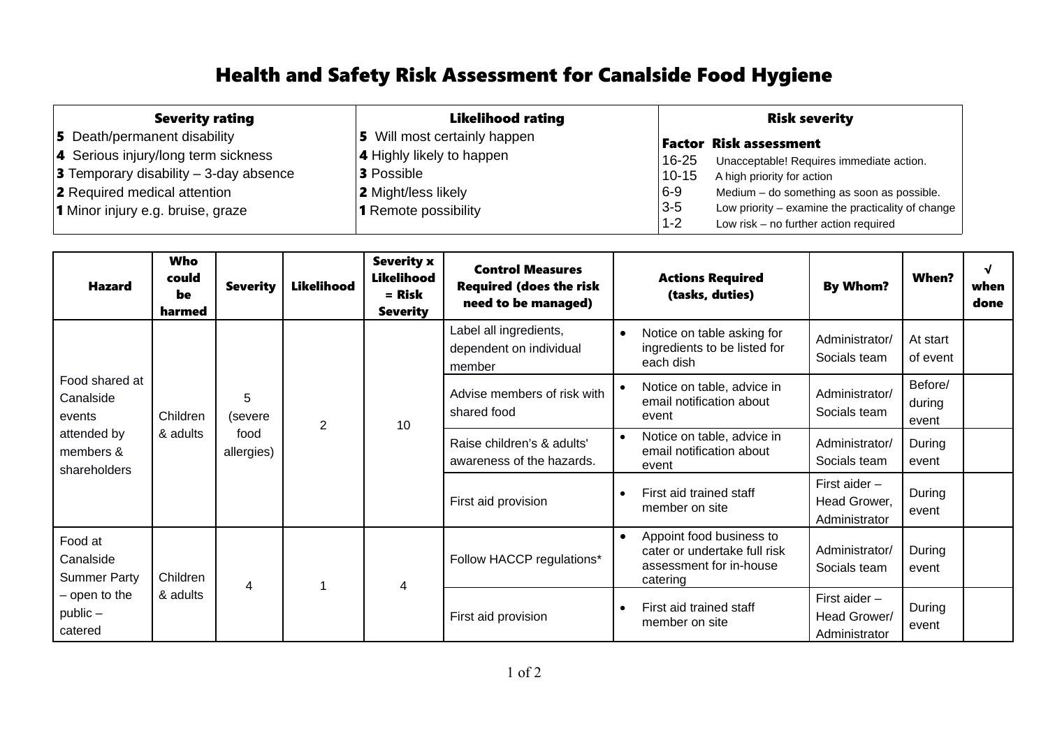# Health and Safety Risk Assessment for Canalside Food Hygiene

| Severity rating | Likelihood rating | Risk severity | |
|---|---|---|---|
| **5** Death/permanent disability | **5** Will most certainly happen | **Factor** | **Risk assessment** |
| **4** Serious injury/long term sickness | **4** Highly likely to happen | 16-25 | Unacceptable! Requires immediate action. |
| **3** Temporary disability – 3-day absence | **3** Possible | 10-15 | A high priority for action |
| **2** Required medical attention | **2** Might/less likely | 6-9 | Medium – do something as soon as possible. |
| **1** Minor injury e.g. bruise, graze | **1** Remote possibility | 3-5 | Low priority – examine the practicality of change |
| | | 1-2 | Low risk – no further action required |

| Hazard | Who could be harmed | Severity | Likelihood | Severity x Likelihood = Risk Severity | Control Measures Required (does the risk need to be managed) | Actions Required (tasks, duties) | By Whom? | When? | √ when done |
|---|---|---|---|---|---|---|---|---|---|
| Food shared at Canalside events attended by members & shareholders | Children & adults | 5 (severe food allergies) | 2 | 10 | Label all ingredients, dependent on individual member | • Notice on table asking for ingredients to be listed for each dish | Administrator/ Socials team | At start of event | |
| | | | | | Advise members of risk with shared food | • Notice on table, advice in email notification about event | Administrator/ Socials team | Before/ during event | |
| | | | | | Raise children's & adults' awareness of the hazards. | • Notice on table, advice in email notification about event | Administrator/ Socials team | During event | |
| | | | | | First aid provision | • First aid trained staff member on site | First aider – Head Grower, Administrator | During event | |
| Food at Canalside Summer Party – open to the public – catered | Children & adults | 4 | 1 | 4 | Follow HACCP regulations* | • Appoint food business to cater or undertake full risk assessment for in-house catering | Administrator/ Socials team | During event | |
| | | | | | First aid provision | • First aid trained staff member on site | First aider – Head Grower/ Administrator | During event | |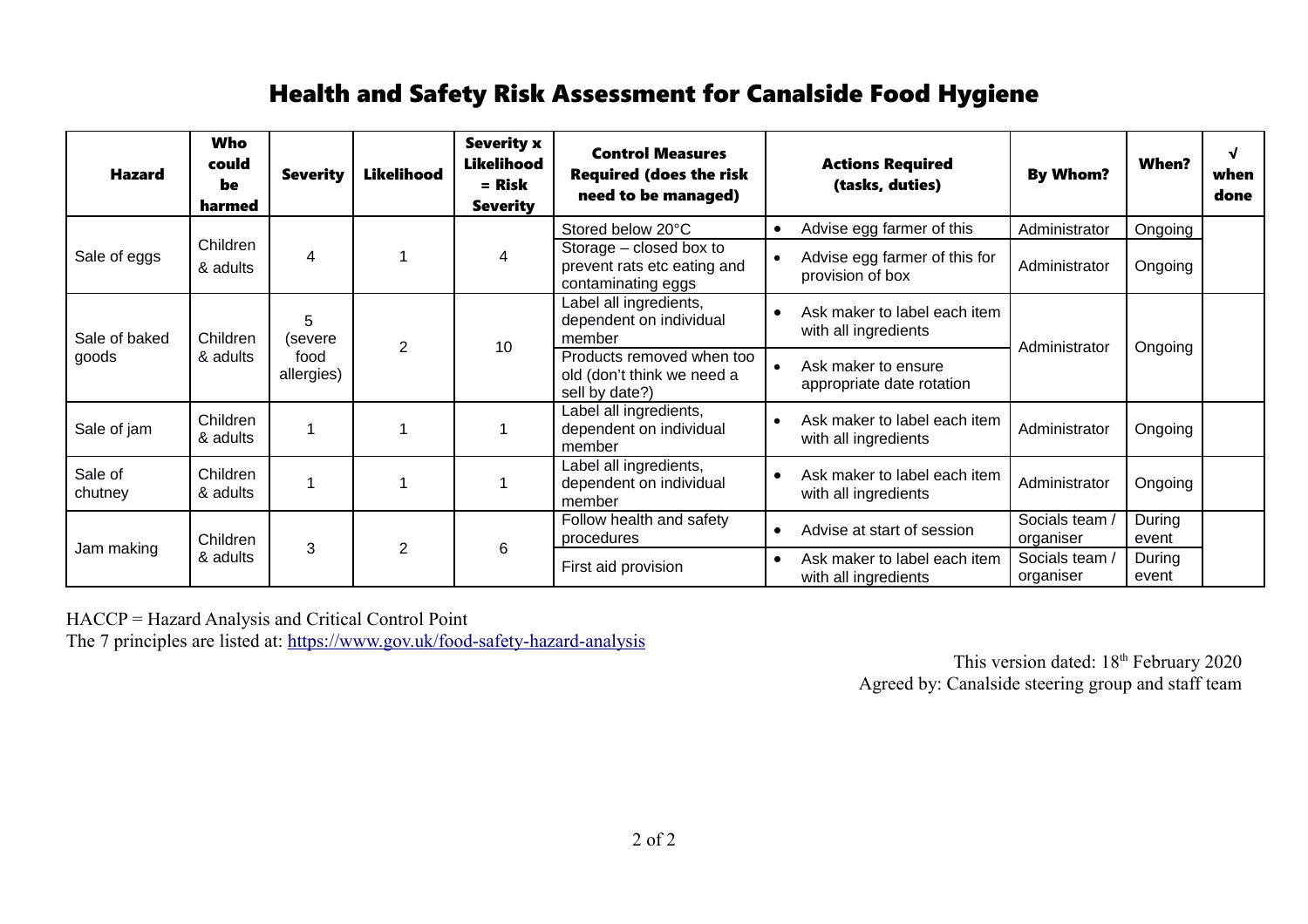# Health and Safety Risk Assessment for Canalside Food Hygiene

| Hazard | Who could be harmed | Severity | Likelihood | Severity x Likelihood = Risk Severity | Control Measures Required (does the risk need to be managed) | Actions Required (tasks, duties) | By Whom? | When? | √ when done |
|---|---|---|---|---|---|---|---|---|---|
| Sale of eggs | Children & adults | 4 | 1 | 4 | Stored below 20°C | • Advise egg farmer of this | Administrator | Ongoing | |
| | | | | | Storage – closed box to prevent rats etc eating and contaminating eggs | • Advise egg farmer of this for provision of box | Administrator | Ongoing | |
| Sale of baked goods | Children & adults | 5 (severe food allergies) | 2 | 10 | Label all ingredients, dependent on individual member | • Ask maker to label each item with all ingredients | Administrator | Ongoing | |
| | | | | | Products removed when too old (don't think we need a sell by date?) | • Ask maker to ensure appropriate date rotation | | | |
| Sale of jam | Children & adults | 1 | 1 | 1 | Label all ingredients, dependent on individual member | • Ask maker to label each item with all ingredients | Administrator | Ongoing | |
| Sale of chutney | Children & adults | 1 | 1 | 1 | Label all ingredients, dependent on individual member | • Ask maker to label each item with all ingredients | Administrator | Ongoing | |
| Jam making | Children & adults | 3 | 2 | 6 | Follow health and safety procedures | • Advise at start of session | Socials team / organiser | During event | |
| | | | | | First aid provision | • Ask maker to label each item with all ingredients | Socials team / organiser | During event | |

HACCP = Hazard Analysis and Critical Control Point

The 7 principles are listed at: https://www.gov.uk/food-safety-hazard-analysis

This version dated: 18th February 2020

Agreed by: Canalside steering group and staff team